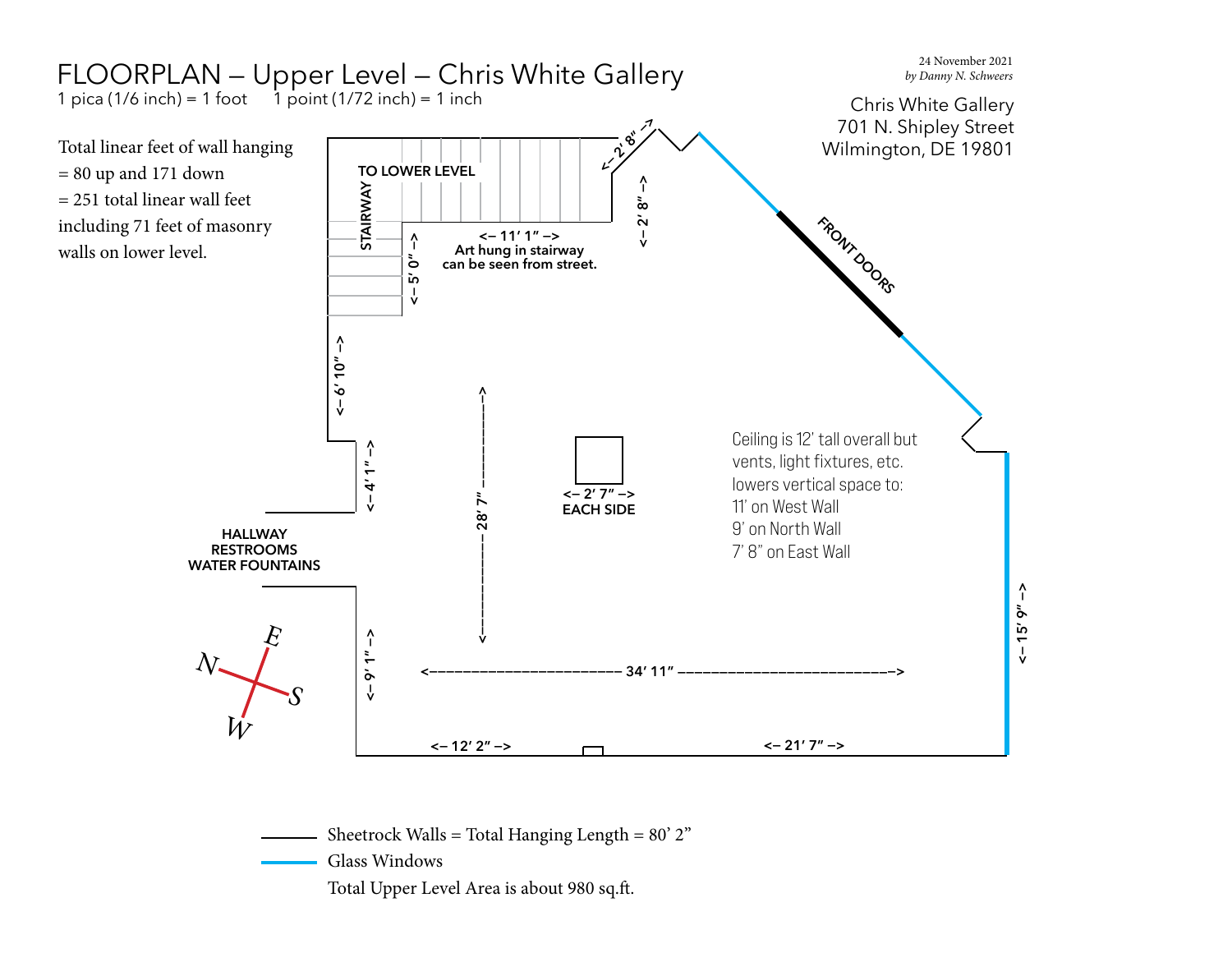# FLOORPLAN – Upper Level – Chris White Gallery

1 pica (1/6 inch) = 1 foot    1 point (1/72 inch) = 1 inch

24 November 2021
*by Danny N. Schweers*

Chris White Gallery
701 N. Shipley Street
Wilmington, DE 19801

Total linear feet of wall hanging
= 80 up and 171 down
= 251 total linear wall feet
including 71 feet of masonry walls on lower level.

**TO LOWER LEVEL**

**STAIRWAY**

**<– 11' 1" –>**
**Art hung in stairway can be seen from street.**

**<– 5' 0" –>**

**<– 2' 8" –>**

**<– 2' 8" –>**

**FRONT DOORS**

**<– 6' 10" –>**

**<– 4' 1" –>**

**<– 28' 7" –>**

**<– 2' 7" –>**
**EACH SIDE**

Ceiling is 12' tall overall but vents, light fixtures, etc. lowers vertical space to:
11' on West Wall
9' on North Wall
7' 8" on East Wall

**HALLWAY**
**RESTROOMS**
**WATER FOUNTAINS**

**<– 9' 1" –>**

**<– 34' 11" –>**

**<– 15' 9" –>**

**<– 12' 2" –>**

**<– 21' 7" –>**

E, N, S, W

Sheetrock Walls = Total Hanging Length = 80' 2"

Glass Windows

Total Upper Level Area is about 980 sq.ft.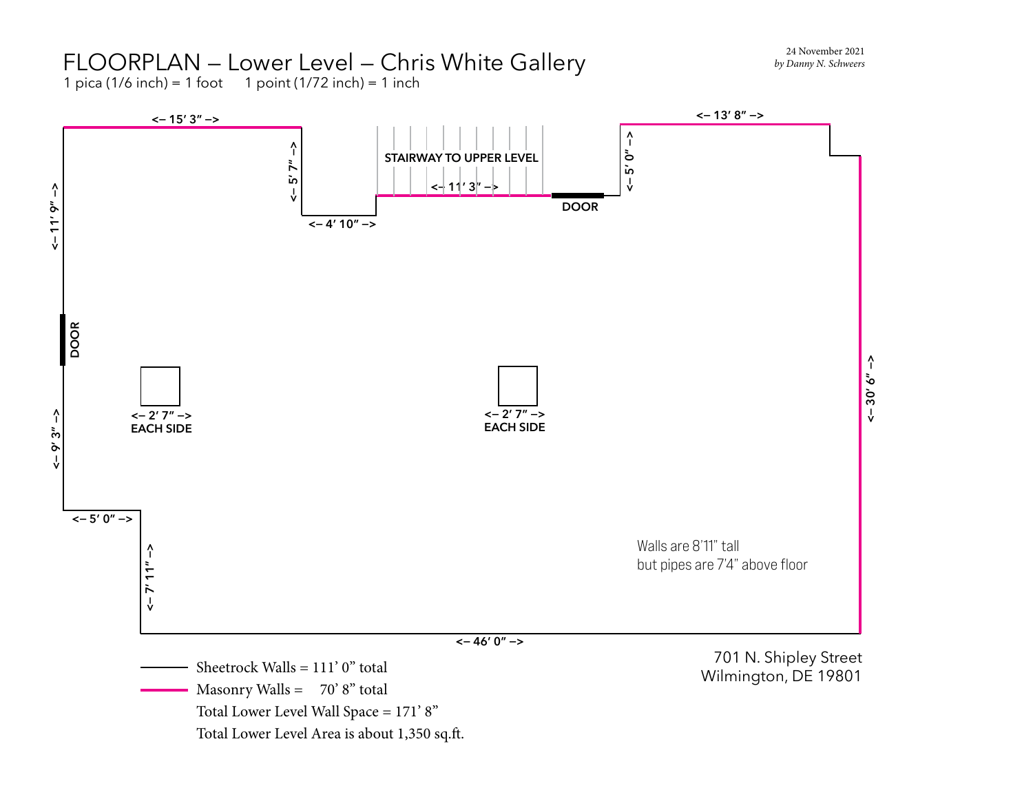# FLOORPLAN — Lower Level — Chris White Gallery

1 pica (1/6 inch) = 1 foot    1 point (1/72 inch) = 1 inch

24 November 2021
*by Danny N. Schweers*

<– 15' 3" –>

<– 5' 7" –>

<– 4' 10" –>

STAIRWAY TO UPPER LEVEL

<– 11' 3" –>

DOOR

<– 5' 0" –>

<– 13' 8" –>

<– 11' 9" –>

DOOR

<– 2' 7" –>
EACH SIDE

<– 2' 7" –>
EACH SIDE

<– 30' 6" –>

<– 9' 3" –>

<– 5' 0" –>

<– 7' 11" –>

Walls are 8'11" tall
but pipes are 7'4" above floor

<– 46' 0" –>

Sheetrock Walls = 111' 0" total

Masonry Walls = 70' 8" total

Total Lower Level Wall Space = 171' 8"

Total Lower Level Area is about 1,350 sq.ft.

701 N. Shipley Street
Wilmington, DE 19801